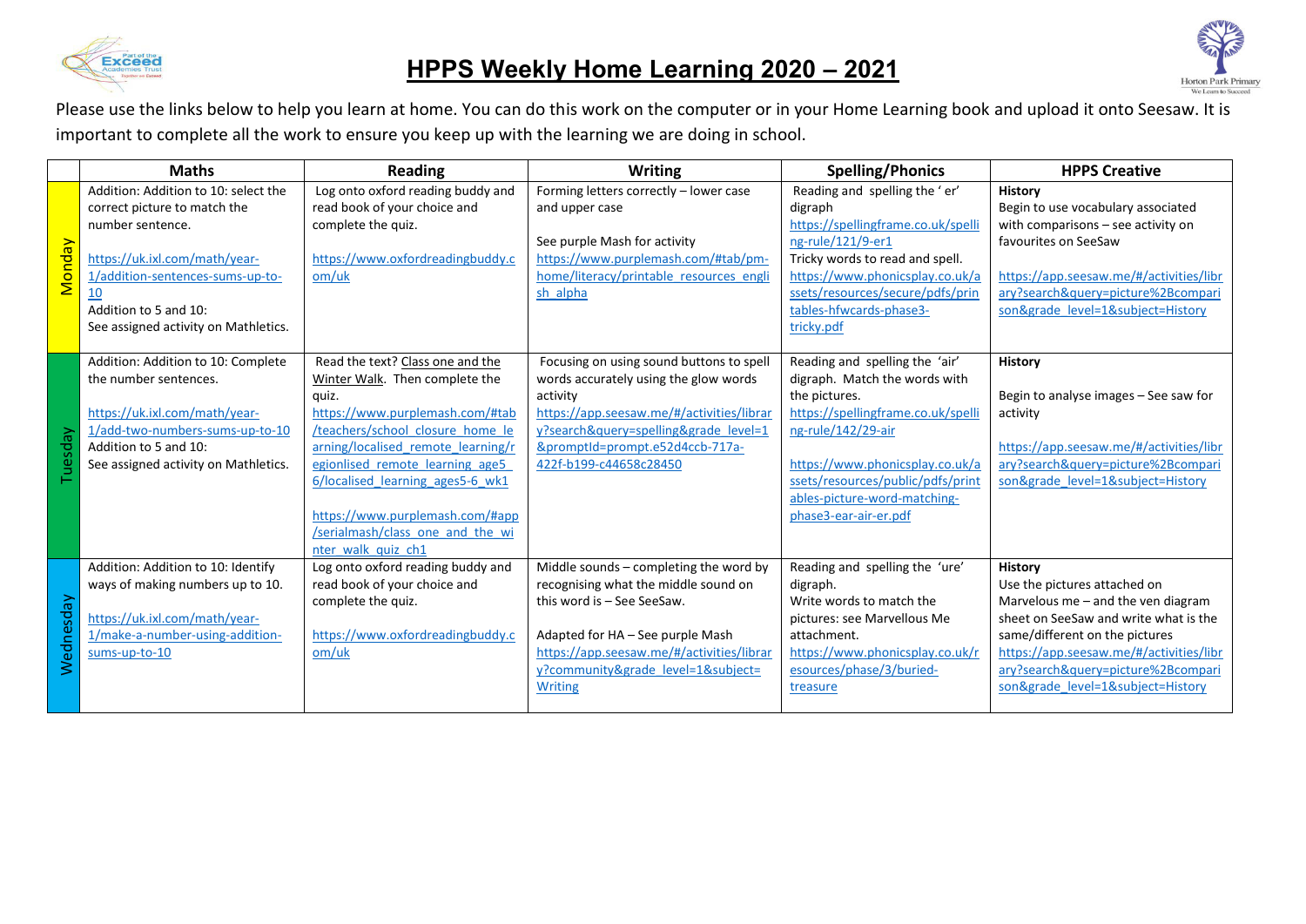# HPPS Weekly Home Learning 2020 – 2021

Please use the links below to help you learn at home. You can do this work on the computer or in your Home Learning book and upload it onto Seesaw. It is important to complete all the work to ensure you keep up with the learning we are doing in school.

| | Maths | Reading | Writing | Spelling/Phonics | HPPS Creative |
|---|---|---|---|---|---|
| Monday | Addition: Addition to 10: select the correct picture to match the number sentence.<br><br>https://uk.ixl.com/math/year-1/addition-sentences-sums-up-to-10<br>Addition to 5 and 10:<br>See assigned activity on Mathletics. | Log onto oxford reading buddy and read book of your choice and complete the quiz.<br><br>https://www.oxfordreadingbuddy.com/uk | Forming letters correctly – lower case and upper case<br><br>See purple Mash for activity<br>https://www.purplemash.com/#tab/pm-home/literacy/printable_resources_english_alpha | Reading and spelling the ' er' digraph<br>https://spellingframe.co.uk/spelling-rule/121/9-er1<br>Tricky words to read and spell.<br>https://www.phonicsplay.co.uk/assets/resources/secure/pdfs/printables-hfwcards-phase3-tricky.pdf | **History**<br>Begin to use vocabulary associated with comparisons – see activity on favourites on SeeSaw<br><br>https://app.seesaw.me/#/activities/library?search&query=picture%2Bcomparison&grade_level=1&subject=History |
| Tuesday | Addition: Addition to 10: Complete the number sentences.<br><br>https://uk.ixl.com/math/year-1/add-two-numbers-sums-up-to-10<br>Addition to 5 and 10:<br>See assigned activity on Mathletics. | Read the text? Class one and the Winter Walk. Then complete the quiz.<br>https://www.purplemash.com/#tab/teachers/school_closure_home_learning/localised_remote_learning/regionlised_remote_learning_age5_6/localised_learning_ages5-6_wk1<br><br>https://www.purplemash.com/#app/serialmash/class_one_and_the_winter_walk_quiz_ch1 | Focusing on using sound buttons to spell words accurately using the glow words activity<br>https://app.seesaw.me/#/activities/library?search&query=spelling&grade_level=1&promptId=prompt.e52d4ccb-717a-422f-b199-c44658c28450 | Reading and spelling the 'air' digraph. Match the words with the pictures.<br>https://spellingframe.co.uk/spelling-rule/142/29-air<br><br>https://www.phonicsplay.co.uk/assets/resources/public/pdfs/printables-picture-word-matching-phase3-ear-air-er.pdf | **History**<br><br>Begin to analyse images – See saw for activity<br><br>https://app.seesaw.me/#/activities/library?search&query=picture%2Bcomparison&grade_level=1&subject=History |
| Wednesday | Addition: Addition to 10: Identify ways of making numbers up to 10.<br><br>https://uk.ixl.com/math/year-1/make-a-number-using-addition-sums-up-to-10 | Log onto oxford reading buddy and read book of your choice and complete the quiz.<br><br>https://www.oxfordreadingbuddy.com/uk | Middle sounds – completing the word by recognising what the middle sound on this word is – See SeeSaw.<br><br>Adapted for HA – See purple Mash<br>https://app.seesaw.me/#/activities/library?community&grade_level=1&subject=Writing | Reading and spelling the 'ure' digraph.<br>Write words to match the pictures: see Marvellous Me attachment.<br>https://www.phonicsplay.co.uk/resources/phase/3/buried-treasure | **History**<br>Use the pictures attached on Marvelous me – and the ven diagram sheet on SeeSaw and write what is the same/different on the pictures<br>https://app.seesaw.me/#/activities/library?search&query=picture%2Bcomparison&grade_level=1&subject=History |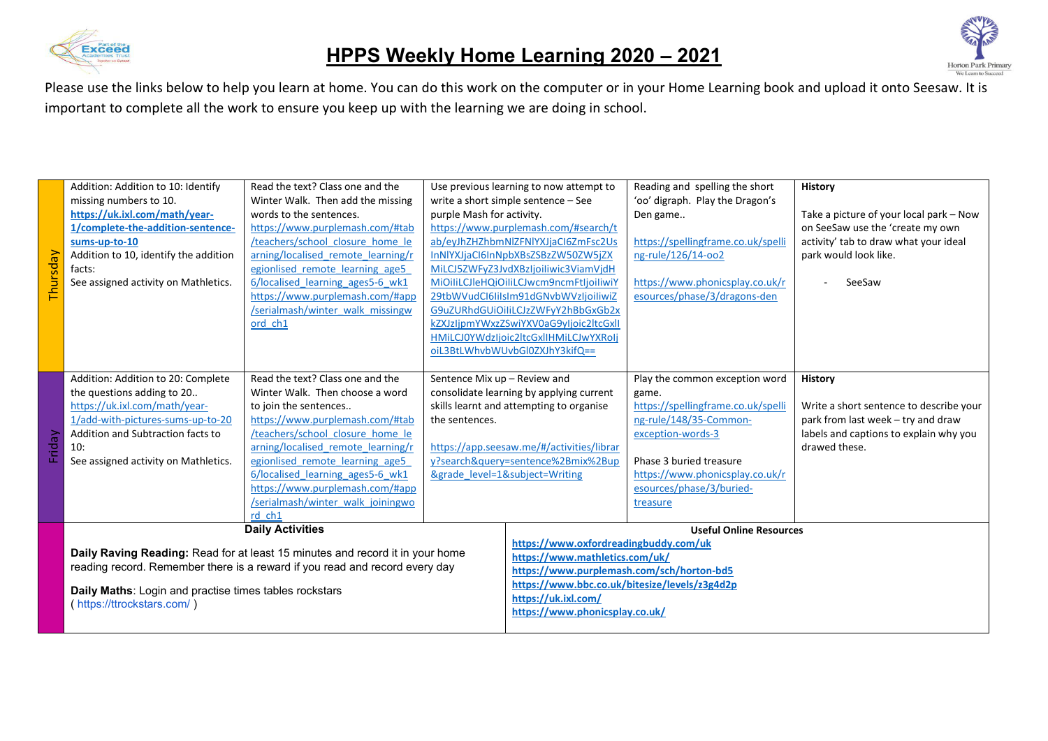# HPPS Weekly Home Learning 2020 – 2021

Please use the links below to help you learn at home. You can do this work on the computer or in your Home Learning book and upload it onto Seesaw. It is important to complete all the work to ensure you keep up with the learning we are doing in school.

| | | | | | |
|---|---|---|---|---|---|
| Thursday | Addition: Addition to 10: Identify missing numbers to 10. **https://uk.ixl.com/math/year-1/complete-the-addition-sentence-sums-up-to-10** Addition to 10, identify the addition facts: See assigned activity on Mathletics. | Read the text? Class one and the Winter Walk. Then add the missing words to the sentences. https://www.purplemash.com/#tab/teachers/school_closure_home_learning/localised_remote_learning/regionlised_remote_learning_age5_6/localised_learning_ages5-6_wk1 https://www.purplemash.com/#app/serialmash/winter_walk_missingword_ch1 | Use previous learning to now attempt to write a short simple sentence – See purple Mash for activity. https://www.purplemash.com/#search/tab/eyJhZHZhbmNlZFNlYXJjaCI6ZmFsc2UsInNlYXJjaCI6InNpbXBsZSBzZW50ZW5jZXMiLCJ5ZWFyZ3JvdXBzIjoiIiwic3ViamVjdHMiOiIiLCJleHQiOiIiLCJwcm9ncmFtIjoiIiwiY29tbWVudCI6IiIsIm91dGNvbWVzIjoiIiwiZG9uZURhdGUiOiIiLCJzZWFyY2hBbGxGb2xkZXJzIjpmYWxzZSwiYXV0aG9yIjoic2ltcGxlIHMiLCJ0YWdzIjoic2ltcGxlIHMiLCJwYXRoIjoiL3BtLWhvbWUvbGl0ZXJhY3kifQ== | Reading and spelling the short 'oo' digraph. Play the Dragon's Den game.. https://spellingframe.co.uk/spelling-rule/126/14-oo2 https://www.phonicsplay.co.uk/resources/phase/3/dragons-den | **History** Take a picture of your local park – Now on SeeSaw use the 'create my own activity' tab to draw what your ideal park would look like. - SeeSaw |
| Friday | Addition: Addition to 20: Complete the questions adding to 20.. https://uk.ixl.com/math/year-1/add-with-pictures-sums-up-to-20 Addition and Subtraction facts to 10: See assigned activity on Mathletics. | Read the text? Class one and the Winter Walk. Then choose a word to join the sentences.. https://www.purplemash.com/#tab/teachers/school_closure_home_learning/localised_remote_learning/regionlised_remote_learning_age5_6/localised_learning_ages5-6_wk1 https://www.purplemash.com/#app/serialmash/winter_walk_joiningword_ch1 | Sentence Mix up – Review and consolidate learning by applying current skills learnt and attempting to organise the sentences. https://app.seesaw.me/#/activities/library?search&query=sentence%2Bmix%2Bup&grade_level=1&subject=Writing | Play the common exception word game. https://spellingframe.co.uk/spelling-rule/148/35-Common-exception-words-3 Phase 3 buried treasure https://www.phonicsplay.co.uk/resources/phase/3/buried-treasure | **History** Write a short sentence to describe your park from last week – try and draw labels and captions to explain why you drawed these. |

| | **Daily Activities** | **Useful Online Resources** |
|---|---|---|
| | **Daily Raving Reading:** Read for at least 15 minutes and record it in your home reading record. Remember there is a reward if you read and record every day **Daily Maths**: Login and practise times tables rockstars ( https://ttrockstars.com/ ) | **https://www.oxfordreadingbuddy.com/uk** **https://www.mathletics.com/uk/** **https://www.purplemash.com/sch/horton-bd5** **https://www.bbc.co.uk/bitesize/levels/z3g4d2p** **https://uk.ixl.com/** **https://www.phonicsplay.co.uk/** |